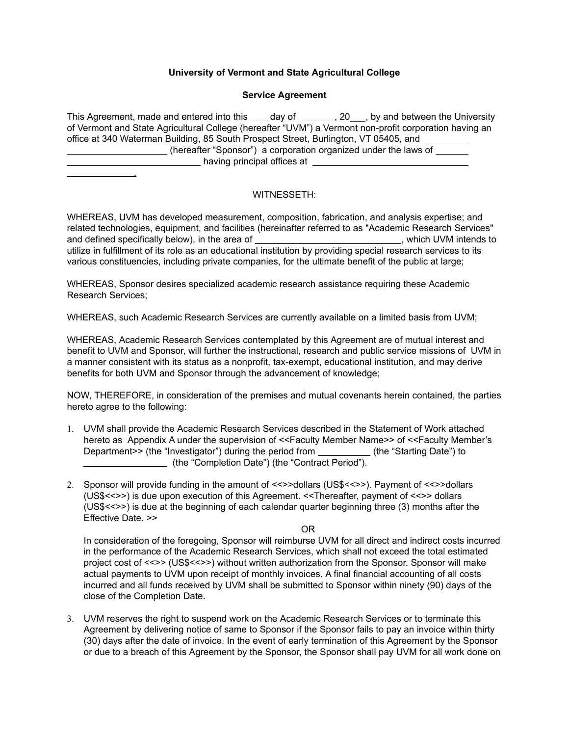**University of Vermont and State Agricultural College**

**Service Agreement**

This Agreement, made and entered into this ___ day of _______, 20___, by and between the University of Vermont and State Agricultural College (hereafter "UVM") a Vermont non-profit corporation having an office at 340 Waterman Building, 85 South Prospect Street, Burlington, VT 05405, and ____________________________ (hereafter "Sponsor") a corporation organized under the laws of ________________________________ having principal offices at ______________________________________________.

WITNESSETH:

WHEREAS, UVM has developed measurement, composition, fabrication, and analysis expertise; and related technologies, equipment, and facilities (hereinafter referred to as "Academic Research Services" and defined specifically below), in the area of _____________________________, which UVM intends to utilize in fulfillment of its role as an educational institution by providing special research services to its various constituencies, including private companies, for the ultimate benefit of the public at large;

WHEREAS, Sponsor desires specialized academic research assistance requiring these Academic Research Services;

WHEREAS, such Academic Research Services are currently available on a limited basis from UVM;

WHEREAS, Academic Research Services contemplated by this Agreement are of mutual interest and benefit to UVM and Sponsor, will further the instructional, research and public service missions of UVM in a manner consistent with its status as a nonprofit, tax-exempt, educational institution, and may derive benefits for both UVM and Sponsor through the advancement of knowledge;

NOW, THEREFORE, in consideration of the premises and mutual covenants herein contained, the parties hereto agree to the following:

1. UVM shall provide the Academic Research Services described in the Statement of Work attached hereto as Appendix A under the supervision of <<Faculty Member Name>> of <<Faculty Member's Department>> (the "Investigator") during the period from ___________ (the "Starting Date") to _________________ (the "Completion Date") (the "Contract Period").

2. Sponsor will provide funding in the amount of <<>>dollars (US$<<>>). Payment of <<>>dollars (US$<<>>) is due upon execution of this Agreement. <<Thereafter, payment of <<>> dollars (US$<<>>) is due at the beginning of each calendar quarter beginning three (3) months after the Effective Date. >>

   OR

   In consideration of the foregoing, Sponsor will reimburse UVM for all direct and indirect costs incurred in the performance of the Academic Research Services, which shall not exceed the total estimated project cost of <<>> (US$<<>>) without written authorization from the Sponsor. Sponsor will make actual payments to UVM upon receipt of monthly invoices. A final financial accounting of all costs incurred and all funds received by UVM shall be submitted to Sponsor within ninety (90) days of the close of the Completion Date.

3. UVM reserves the right to suspend work on the Academic Research Services or to terminate this Agreement by delivering notice of same to Sponsor if the Sponsor fails to pay an invoice within thirty (30) days after the date of invoice. In the event of early termination of this Agreement by the Sponsor or due to a breach of this Agreement by the Sponsor, the Sponsor shall pay UVM for all work done on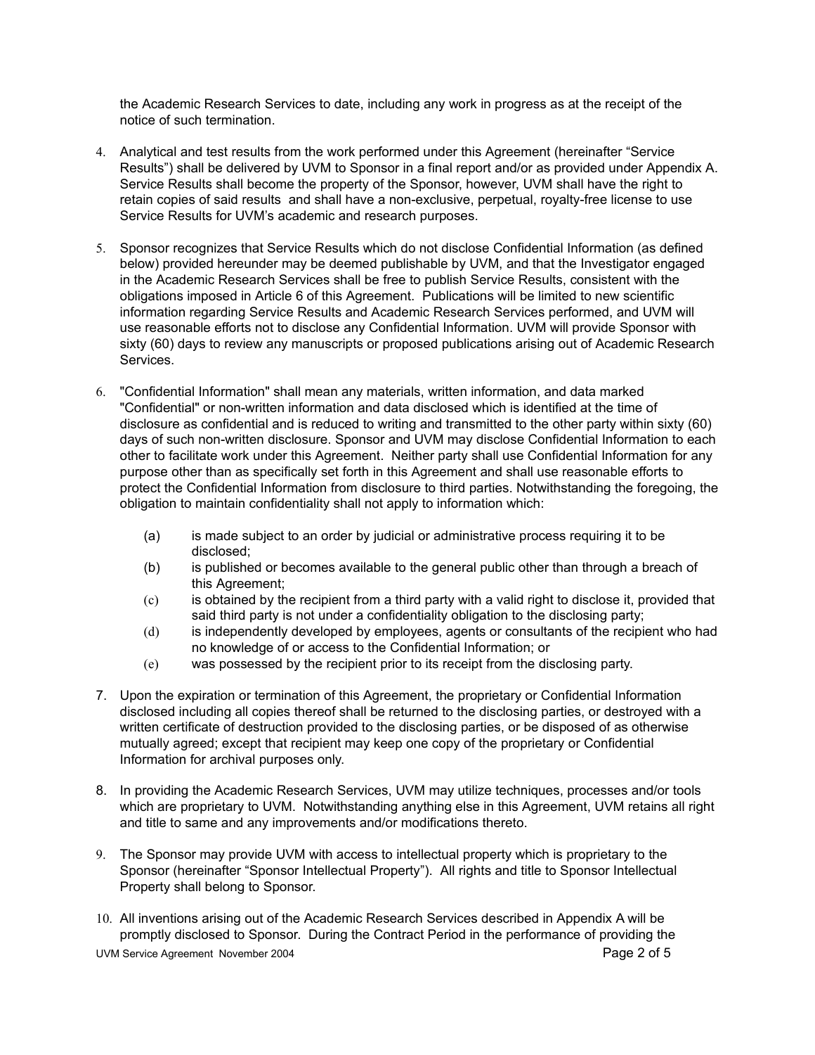the Academic Research Services to date, including any work in progress as at the receipt of the notice of such termination.

4. Analytical and test results from the work performed under this Agreement (hereinafter "Service Results") shall be delivered by UVM to Sponsor in a final report and/or as provided under Appendix A. Service Results shall become the property of the Sponsor, however, UVM shall have the right to retain copies of said results and shall have a non-exclusive, perpetual, royalty-free license to use Service Results for UVM's academic and research purposes.

5. Sponsor recognizes that Service Results which do not disclose Confidential Information (as defined below) provided hereunder may be deemed publishable by UVM, and that the Investigator engaged in the Academic Research Services shall be free to publish Service Results, consistent with the obligations imposed in Article 6 of this Agreement. Publications will be limited to new scientific information regarding Service Results and Academic Research Services performed, and UVM will use reasonable efforts not to disclose any Confidential Information. UVM will provide Sponsor with sixty (60) days to review any manuscripts or proposed publications arising out of Academic Research Services.

6. "Confidential Information" shall mean any materials, written information, and data marked "Confidential" or non-written information and data disclosed which is identified at the time of disclosure as confidential and is reduced to writing and transmitted to the other party within sixty (60) days of such non-written disclosure. Sponsor and UVM may disclose Confidential Information to each other to facilitate work under this Agreement. Neither party shall use Confidential Information for any purpose other than as specifically set forth in this Agreement and shall use reasonable efforts to protect the Confidential Information from disclosure to third parties. Notwithstanding the foregoing, the obligation to maintain confidentiality shall not apply to information which:

   (a) is made subject to an order by judicial or administrative process requiring it to be disclosed;
   (b) is published or becomes available to the general public other than through a breach of this Agreement;
   (c) is obtained by the recipient from a third party with a valid right to disclose it, provided that said third party is not under a confidentiality obligation to the disclosing party;
   (d) is independently developed by employees, agents or consultants of the recipient who had no knowledge of or access to the Confidential Information; or
   (e) was possessed by the recipient prior to its receipt from the disclosing party.

7. Upon the expiration or termination of this Agreement, the proprietary or Confidential Information disclosed including all copies thereof shall be returned to the disclosing parties, or destroyed with a written certificate of destruction provided to the disclosing parties, or be disposed of as otherwise mutually agreed; except that recipient may keep one copy of the proprietary or Confidential Information for archival purposes only.

8. In providing the Academic Research Services, UVM may utilize techniques, processes and/or tools which are proprietary to UVM. Notwithstanding anything else in this Agreement, UVM retains all right and title to same and any improvements and/or modifications thereto.

9. The Sponsor may provide UVM with access to intellectual property which is proprietary to the Sponsor (hereinafter "Sponsor Intellectual Property"). All rights and title to Sponsor Intellectual Property shall belong to Sponsor.

10. All inventions arising out of the Academic Research Services described in Appendix A will be promptly disclosed to Sponsor. During the Contract Period in the performance of providing the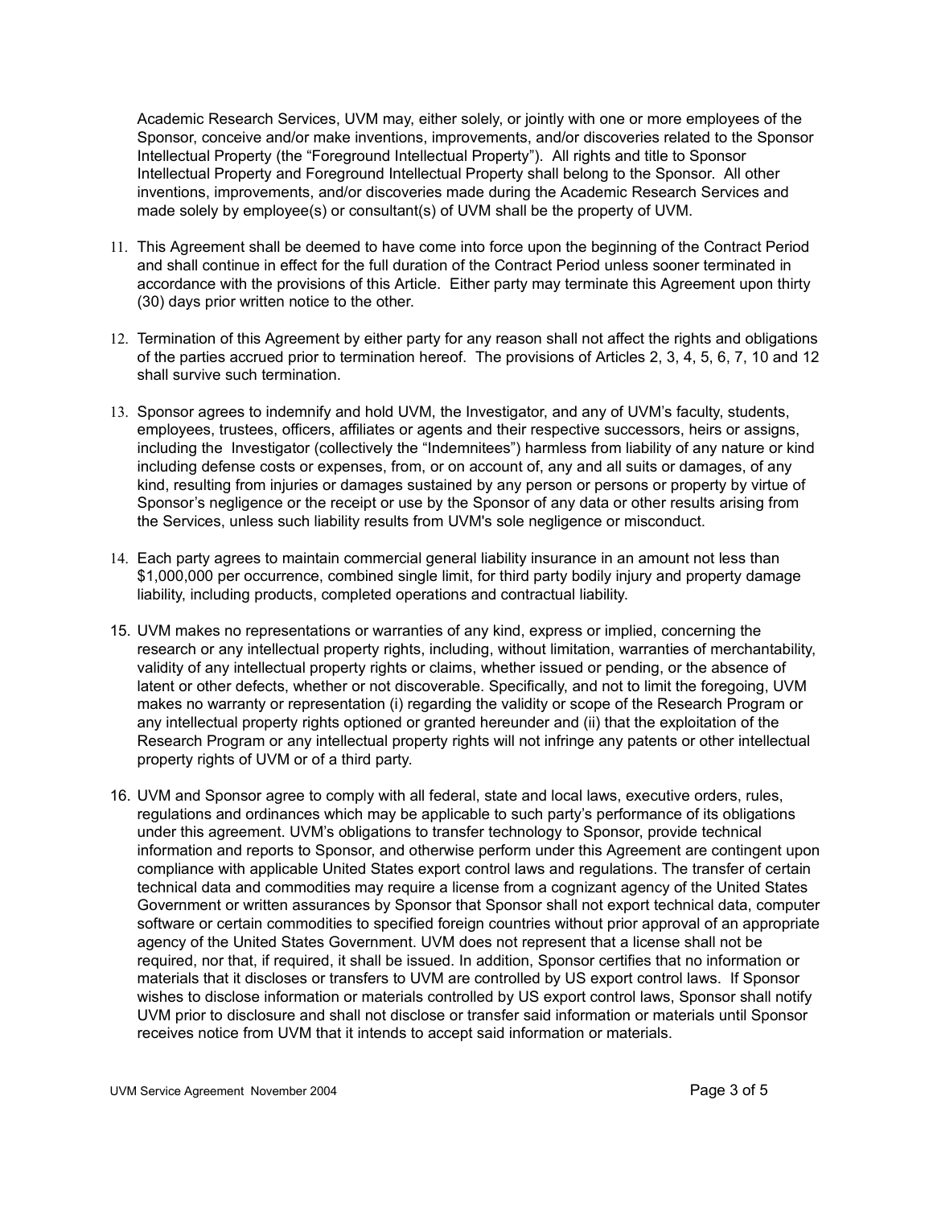Academic Research Services, UVM may, either solely, or jointly with one or more employees of the Sponsor, conceive and/or make inventions, improvements, and/or discoveries related to the Sponsor Intellectual Property (the "Foreground Intellectual Property"). All rights and title to Sponsor Intellectual Property and Foreground Intellectual Property shall belong to the Sponsor. All other inventions, improvements, and/or discoveries made during the Academic Research Services and made solely by employee(s) or consultant(s) of UVM shall be the property of UVM.

11. This Agreement shall be deemed to have come into force upon the beginning of the Contract Period and shall continue in effect for the full duration of the Contract Period unless sooner terminated in accordance with the provisions of this Article. Either party may terminate this Agreement upon thirty (30) days prior written notice to the other.

12. Termination of this Agreement by either party for any reason shall not affect the rights and obligations of the parties accrued prior to termination hereof. The provisions of Articles 2, 3, 4, 5, 6, 7, 10 and 12 shall survive such termination.

13. Sponsor agrees to indemnify and hold UVM, the Investigator, and any of UVM's faculty, students, employees, trustees, officers, affiliates or agents and their respective successors, heirs or assigns, including the Investigator (collectively the "Indemnitees") harmless from liability of any nature or kind including defense costs or expenses, from, or on account of, any and all suits or damages, of any kind, resulting from injuries or damages sustained by any person or persons or property by virtue of Sponsor's negligence or the receipt or use by the Sponsor of any data or other results arising from the Services, unless such liability results from UVM's sole negligence or misconduct.

14. Each party agrees to maintain commercial general liability insurance in an amount not less than $1,000,000 per occurrence, combined single limit, for third party bodily injury and property damage liability, including products, completed operations and contractual liability.

15. UVM makes no representations or warranties of any kind, express or implied, concerning the research or any intellectual property rights, including, without limitation, warranties of merchantability, validity of any intellectual property rights or claims, whether issued or pending, or the absence of latent or other defects, whether or not discoverable. Specifically, and not to limit the foregoing, UVM makes no warranty or representation (i) regarding the validity or scope of the Research Program or any intellectual property rights optioned or granted hereunder and (ii) that the exploitation of the Research Program or any intellectual property rights will not infringe any patents or other intellectual property rights of UVM or of a third party.

16. UVM and Sponsor agree to comply with all federal, state and local laws, executive orders, rules, regulations and ordinances which may be applicable to such party's performance of its obligations under this agreement. UVM's obligations to transfer technology to Sponsor, provide technical information and reports to Sponsor, and otherwise perform under this Agreement are contingent upon compliance with applicable United States export control laws and regulations. The transfer of certain technical data and commodities may require a license from a cognizant agency of the United States Government or written assurances by Sponsor that Sponsor shall not export technical data, computer software or certain commodities to specified foreign countries without prior approval of an appropriate agency of the United States Government. UVM does not represent that a license shall not be required, nor that, if required, it shall be issued. In addition, Sponsor certifies that no information or materials that it discloses or transfers to UVM are controlled by US export control laws. If Sponsor wishes to disclose information or materials controlled by US export control laws, Sponsor shall notify UVM prior to disclosure and shall not disclose or transfer said information or materials until Sponsor receives notice from UVM that it intends to accept said information or materials.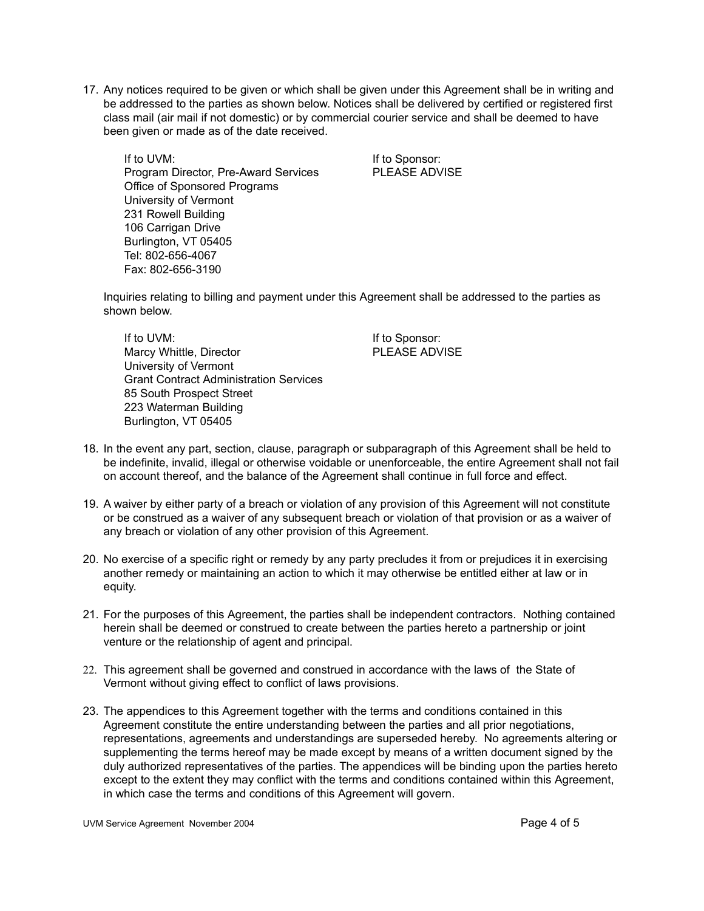17. Any notices required to be given or which shall be given under this Agreement shall be in writing and be addressed to the parties as shown below. Notices shall be delivered by certified or registered first class mail (air mail if not domestic) or by commercial courier service and shall be deemed to have been given or made as of the date received.

| If to UVM: | If to Sponsor: |
|---|---|
| Program Director, Pre-Award Services | PLEASE ADVISE |
| Office of Sponsored Programs | |
| University of Vermont | |
| 231 Rowell Building | |
| 106 Carrigan Drive | |
| Burlington, VT 05405 | |
| Tel: 802-656-4067 | |
| Fax: 802-656-3190 | |

Inquiries relating to billing and payment under this Agreement shall be addressed to the parties as shown below.

| If to UVM: | If to Sponsor: |
|---|---|
| Marcy Whittle, Director | PLEASE ADVISE |
| University of Vermont | |
| Grant Contract Administration Services | |
| 85 South Prospect Street | |
| 223 Waterman Building | |
| Burlington, VT 05405 | |

18. In the event any part, section, clause, paragraph or subparagraph of this Agreement shall be held to be indefinite, invalid, illegal or otherwise voidable or unenforceable, the entire Agreement shall not fail on account thereof, and the balance of the Agreement shall continue in full force and effect.

19. A waiver by either party of a breach or violation of any provision of this Agreement will not constitute or be construed as a waiver of any subsequent breach or violation of that provision or as a waiver of any breach or violation of any other provision of this Agreement.

20. No exercise of a specific right or remedy by any party precludes it from or prejudices it in exercising another remedy or maintaining an action to which it may otherwise be entitled either at law or in equity.

21. For the purposes of this Agreement, the parties shall be independent contractors. Nothing contained herein shall be deemed or construed to create between the parties hereto a partnership or joint venture or the relationship of agent and principal.

22. This agreement shall be governed and construed in accordance with the laws of the State of Vermont without giving effect to conflict of laws provisions.

23. The appendices to this Agreement together with the terms and conditions contained in this Agreement constitute the entire understanding between the parties and all prior negotiations, representations, agreements and understandings are superseded hereby. No agreements altering or supplementing the terms hereof may be made except by means of a written document signed by the duly authorized representatives of the parties. The appendices will be binding upon the parties hereto except to the extent they may conflict with the terms and conditions contained within this Agreement, in which case the terms and conditions of this Agreement will govern.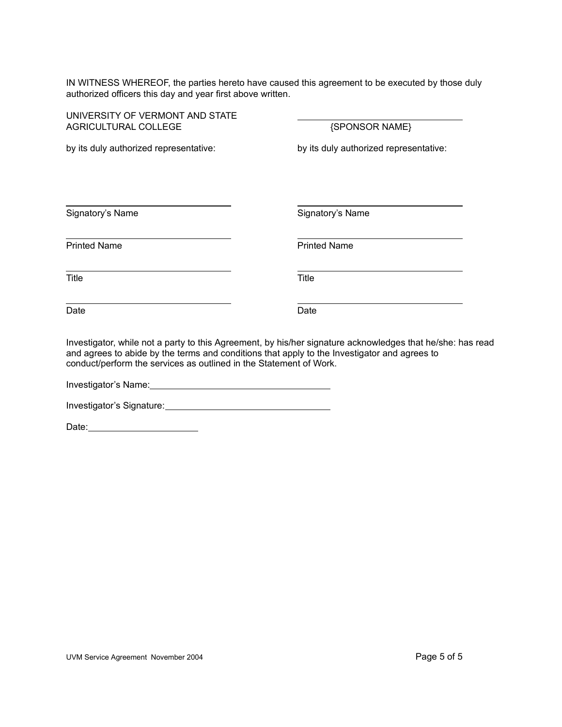IN WITNESS WHEREOF, the parties hereto have caused this agreement to be executed by those duly authorized officers this day and year first above written.

| UNIVERSITY OF VERMONT AND STATE AGRICULTURAL COLLEGE | {SPONSOR NAME} |
| --- | --- |
| by its duly authorized representative: | by its duly authorized representative: |
| Signatory's Name | Signatory's Name |
| Printed Name | Printed Name |
| Title | Title |
| Date | Date |

Investigator, while not a party to this Agreement, by his/her signature acknowledges that he/she: has read and agrees to abide by the terms and conditions that apply to the Investigator and agrees to conduct/perform the services as outlined in the Statement of Work.

Investigator's Name: ______________________________

Investigator's Signature: ______________________________

Date: ____________________

UVM Service Agreement November 2004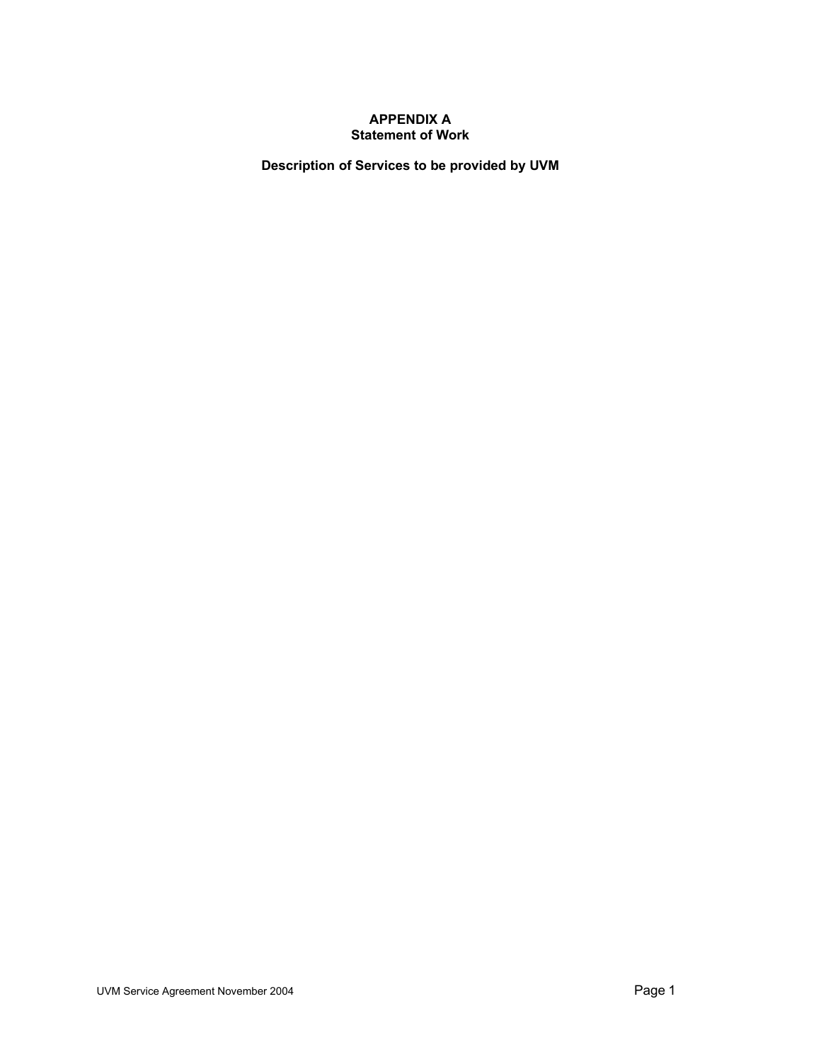# APPENDIX A
## Statement of Work

### Description of Services to be provided by UVM